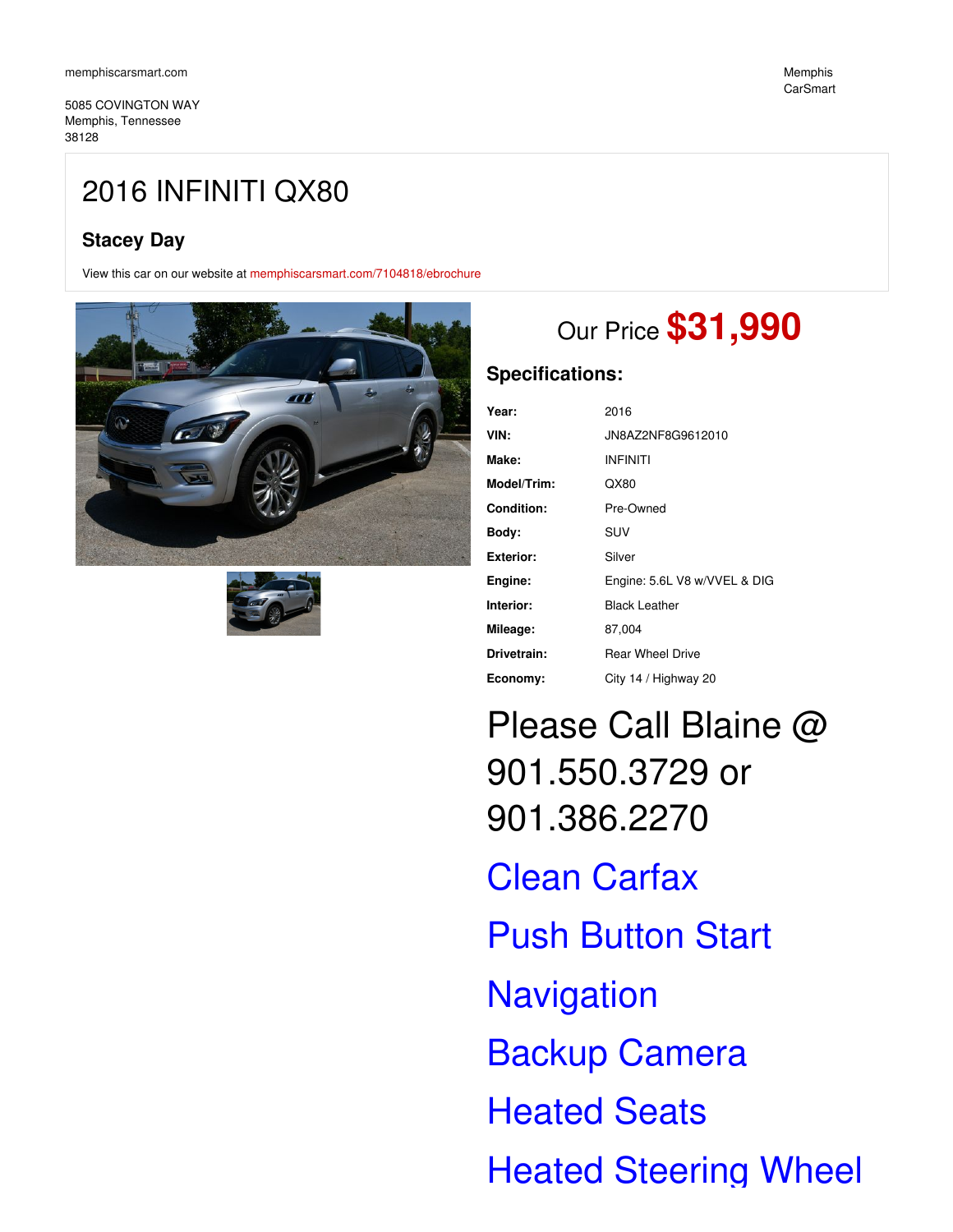memphiscarsmart.com

5085 COVINGTON WAY
Memphis, Tennessee
38128

Memphis CarSmart

# 2016 INFINITI QX80

### Stacey Day

View this car on our website at memphiscarsmart.com/7104818/ebrochure

## Our Price **$31,990**

### Specifications:

| | |
|---|---|
| **Year:** | 2016 |
| **VIN:** | JN8AZ2NF8G9612010 |
| **Make:** | INFINITI |
| **Model/Trim:** | QX80 |
| **Condition:** | Pre-Owned |
| **Body:** | SUV |
| **Exterior:** | Silver |
| **Engine:** | Engine: 5.6L V8 w/VVEL & DIG |
| **Interior:** | Black Leather |
| **Mileage:** | 87,004 |
| **Drivetrain:** | Rear Wheel Drive |
| **Economy:** | City 14 / Highway 20 |

## Please Call Blaine @ 901.550.3729 or 901.386.2270

## Clean Carfax

## Push Button Start

## Navigation

## Backup Camera

## Heated Seats

## Heated Steering Wheel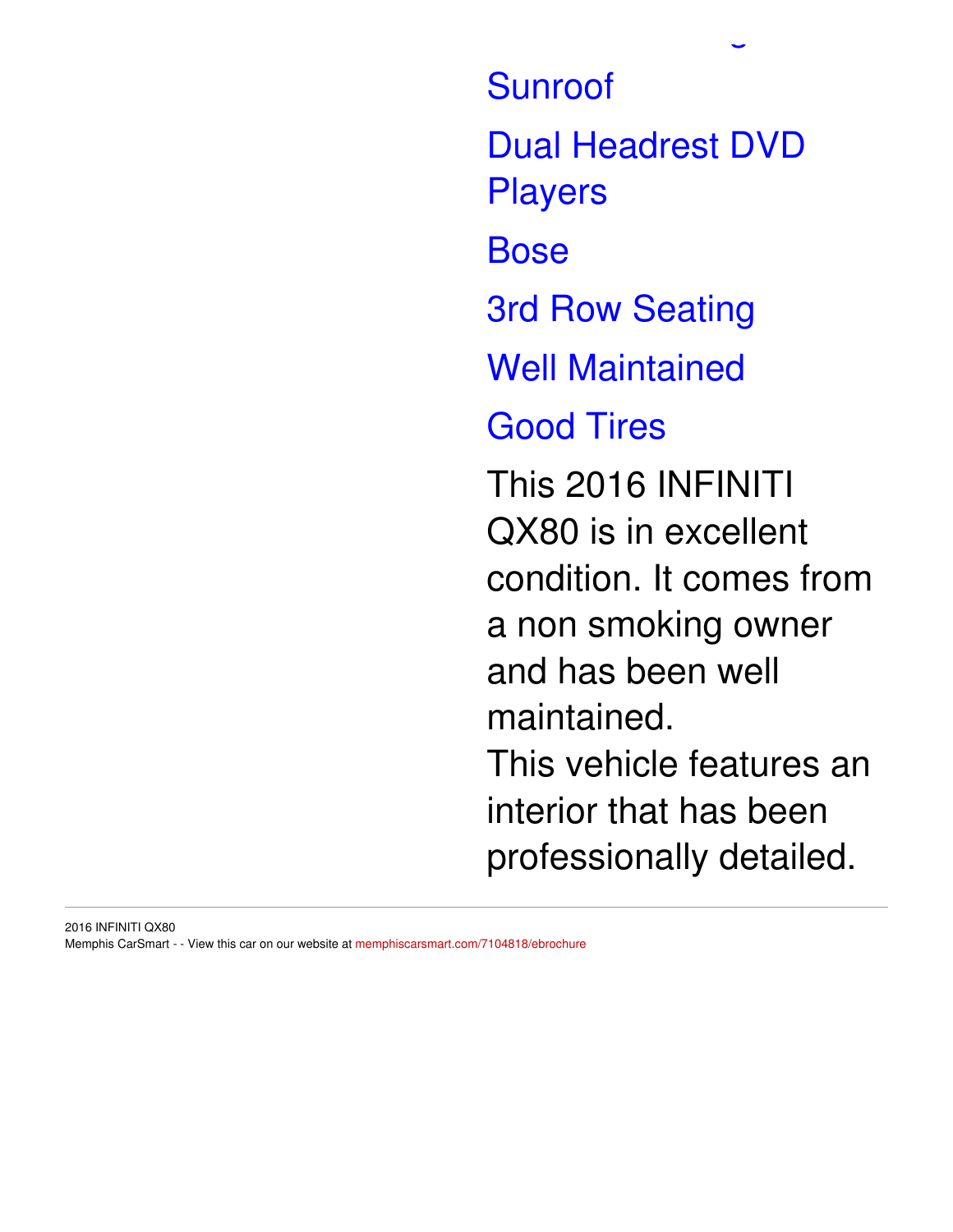Sunroof

Dual Headrest DVD Players

Bose

3rd Row Seating

Well Maintained

Good Tires

This 2016 INFINITI QX80 is in excellent condition. It comes from a non smoking owner and has been well maintained.
This vehicle features an interior that has been professionally detailed.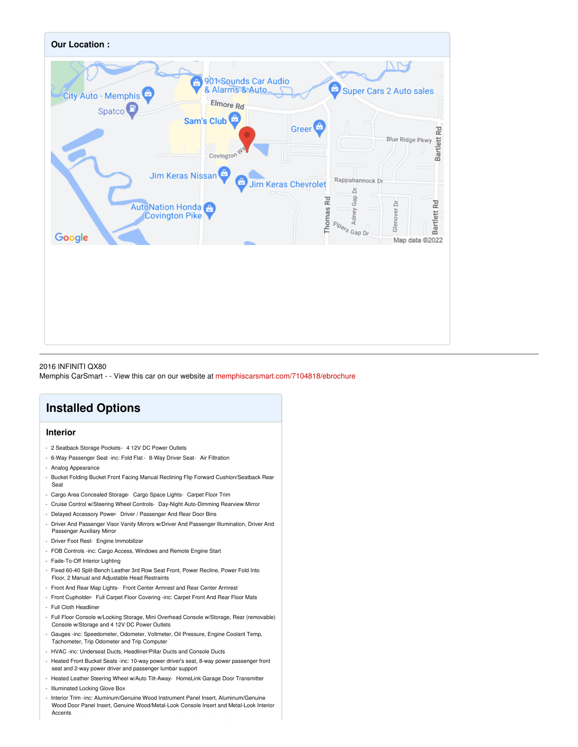**Our Location :**

2016 INFINITI QX80
Memphis CarSmart - - View this car on our website at memphiscarsmart.com/7104818/ebrochure

## Installed Options

### Interior

- 2 Seatback Storage Pockets- 4 12V DC Power Outlets
- 6-Way Passenger Seat -inc: Fold Flat - 8-Way Driver Seat- Air Filtration
- Analog Appearance
- Bucket Folding Bucket Front Facing Manual Reclining Flip Forward Cushion/Seatback Rear Seat
- Cargo Area Concealed Storage- Cargo Space Lights- Carpet Floor Trim
- Cruise Control w/Steering Wheel Controls- Day-Night Auto-Dimming Rearview Mirror
- Delayed Accessory Power- Driver / Passenger And Rear Door Bins
- Driver And Passenger Visor Vanity Mirrors w/Driver And Passenger Illumination, Driver And Passenger Auxiliary Mirror
- Driver Foot Rest- Engine Immobilizer
- FOB Controls -inc: Cargo Access, Windows and Remote Engine Start
- Fade-To-Off Interior Lighting
- Fixed 60-40 Split-Bench Leather 3rd Row Seat Front, Power Recline, Power Fold Into Floor, 2 Manual and Adjustable Head Restraints
- Front And Rear Map Lights- Front Center Armrest and Rear Center Armrest
- Front Cupholder- Full Carpet Floor Covering -inc: Carpet Front And Rear Floor Mats
- Full Cloth Headliner
- Full Floor Console w/Locking Storage, Mini Overhead Console w/Storage, Rear (removable) Console w/Storage and 4 12V DC Power Outlets
- Gauges -inc: Speedometer, Odometer, Voltmeter, Oil Pressure, Engine Coolant Temp, Tachometer, Trip Odometer and Trip Computer
- HVAC -inc: Underseat Ducts, Headliner/Pillar Ducts and Console Ducts
- Heated Front Bucket Seats -inc: 10-way power driver's seat, 8-way power passenger front seat and 2-way power driver and passenger lumbar support
- Heated Leather Steering Wheel w/Auto Tilt-Away- HomeLink Garage Door Transmitter
- Illuminated Locking Glove Box
- Interior Trim -inc: Aluminum/Genuine Wood Instrument Panel Insert, Aluminum/Genuine Wood Door Panel Insert, Genuine Wood/Metal-Look Console Insert and Metal-Look Interior Accents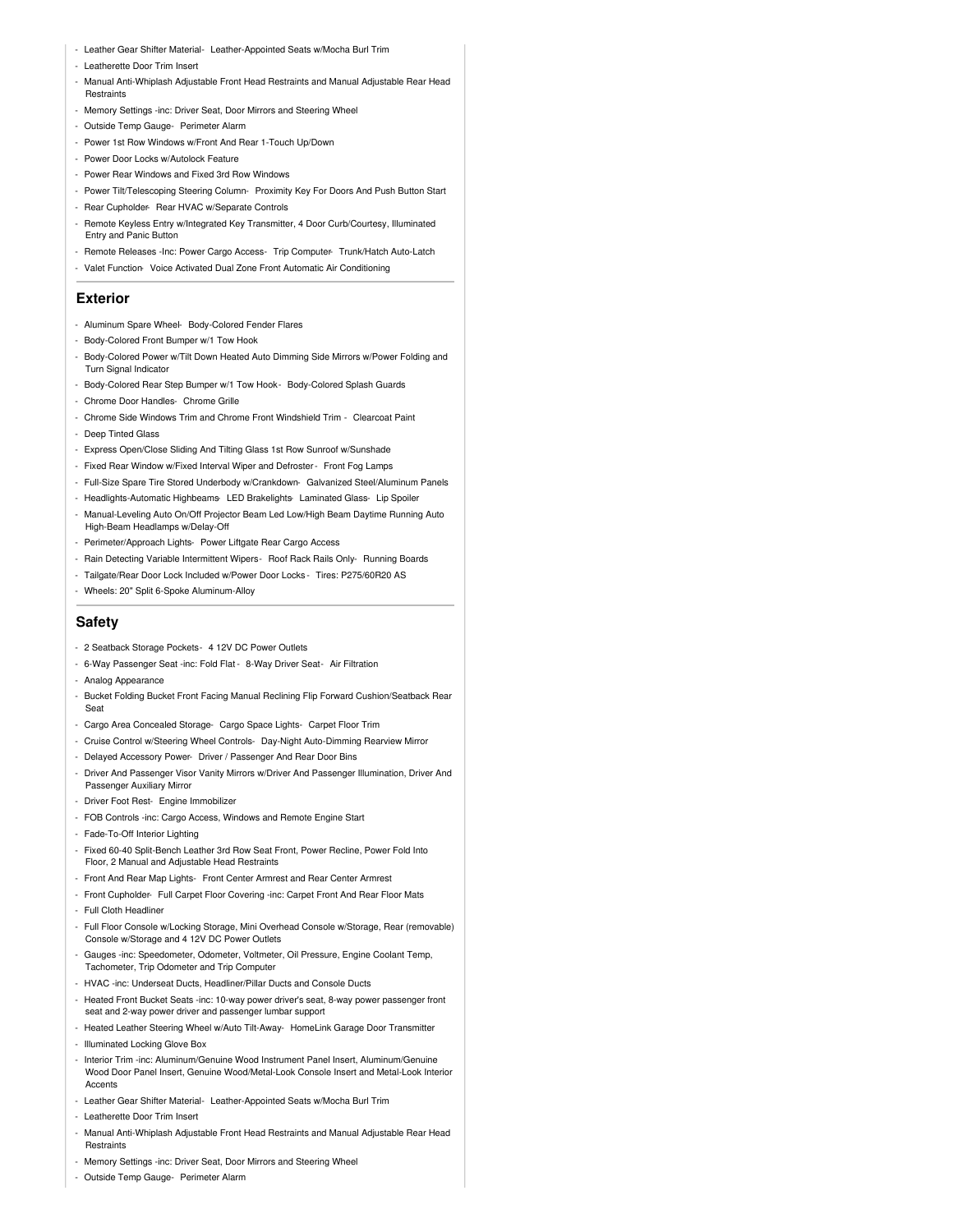- Leather Gear Shifter Material- Leather-Appointed Seats w/Mocha Burl Trim
- Leatherette Door Trim Insert
- Manual Anti-Whiplash Adjustable Front Head Restraints and Manual Adjustable Rear Head Restraints
- Memory Settings -inc: Driver Seat, Door Mirrors and Steering Wheel
- Outside Temp Gauge- Perimeter Alarm
- Power 1st Row Windows w/Front And Rear 1-Touch Up/Down
- Power Door Locks w/Autolock Feature
- Power Rear Windows and Fixed 3rd Row Windows
- Power Tilt/Telescoping Steering Column- Proximity Key For Doors And Push Button Start
- Rear Cupholder- Rear HVAC w/Separate Controls
- Remote Keyless Entry w/Integrated Key Transmitter, 4 Door Curb/Courtesy, Illuminated Entry and Panic Button
- Remote Releases -Inc: Power Cargo Access- Trip Computer- Trunk/Hatch Auto-Latch
- Valet Function- Voice Activated Dual Zone Front Automatic Air Conditioning

## Exterior

- Aluminum Spare Wheel- Body-Colored Fender Flares
- Body-Colored Front Bumper w/1 Tow Hook
- Body-Colored Power w/Tilt Down Heated Auto Dimming Side Mirrors w/Power Folding and Turn Signal Indicator
- Body-Colored Rear Step Bumper w/1 Tow Hook- Body-Colored Splash Guards
- Chrome Door Handles- Chrome Grille
- Chrome Side Windows Trim and Chrome Front Windshield Trim - Clearcoat Paint
- Deep Tinted Glass
- Express Open/Close Sliding And Tilting Glass 1st Row Sunroof w/Sunshade
- Fixed Rear Window w/Fixed Interval Wiper and Defroster - Front Fog Lamps
- Full-Size Spare Tire Stored Underbody w/Crankdown- Galvanized Steel/Aluminum Panels
- Headlights-Automatic Highbeams- LED Brakelights- Laminated Glass- Lip Spoiler
- Manual-Leveling Auto On/Off Projector Beam Led Low/High Beam Daytime Running Auto High-Beam Headlamps w/Delay-Off
- Perimeter/Approach Lights- Power Liftgate Rear Cargo Access
- Rain Detecting Variable Intermittent Wipers- Roof Rack Rails Only- Running Boards
- Tailgate/Rear Door Lock Included w/Power Door Locks - Tires: P275/60R20 AS
- Wheels: 20" Split 6-Spoke Aluminum-Alloy

## Safety

- 2 Seatback Storage Pockets- 4 12V DC Power Outlets
- 6-Way Passenger Seat -inc: Fold Flat - 8-Way Driver Seat- Air Filtration
- Analog Appearance
- Bucket Folding Bucket Front Facing Manual Reclining Flip Forward Cushion/Seatback Rear Seat
- Cargo Area Concealed Storage- Cargo Space Lights- Carpet Floor Trim
- Cruise Control w/Steering Wheel Controls- Day-Night Auto-Dimming Rearview Mirror
- Delayed Accessory Power- Driver / Passenger And Rear Door Bins
- Driver And Passenger Visor Vanity Mirrors w/Driver And Passenger Illumination, Driver And Passenger Auxiliary Mirror
- Driver Foot Rest- Engine Immobilizer
- FOB Controls -inc: Cargo Access, Windows and Remote Engine Start
- Fade-To-Off Interior Lighting
- Fixed 60-40 Split-Bench Leather 3rd Row Seat Front, Power Recline, Power Fold Into Floor, 2 Manual and Adjustable Head Restraints
- Front And Rear Map Lights- Front Center Armrest and Rear Center Armrest
- Front Cupholder- Full Carpet Floor Covering -inc: Carpet Front And Rear Floor Mats
- Full Cloth Headliner
- Full Floor Console w/Locking Storage, Mini Overhead Console w/Storage, Rear (removable) Console w/Storage and 4 12V DC Power Outlets
- Gauges -inc: Speedometer, Odometer, Voltmeter, Oil Pressure, Engine Coolant Temp, Tachometer, Trip Odometer and Trip Computer
- HVAC -inc: Underseat Ducts, Headliner/Pillar Ducts and Console Ducts
- Heated Front Bucket Seats -inc: 10-way power driver's seat, 8-way power passenger front seat and 2-way power driver and passenger lumbar support
- Heated Leather Steering Wheel w/Auto Tilt-Away- HomeLink Garage Door Transmitter
- Illuminated Locking Glove Box
- Interior Trim -inc: Aluminum/Genuine Wood Instrument Panel Insert, Aluminum/Genuine Wood Door Panel Insert, Genuine Wood/Metal-Look Console Insert and Metal-Look Interior Accents
- Leather Gear Shifter Material- Leather-Appointed Seats w/Mocha Burl Trim
- Leatherette Door Trim Insert
- Manual Anti-Whiplash Adjustable Front Head Restraints and Manual Adjustable Rear Head Restraints
- Memory Settings -inc: Driver Seat, Door Mirrors and Steering Wheel
- Outside Temp Gauge- Perimeter Alarm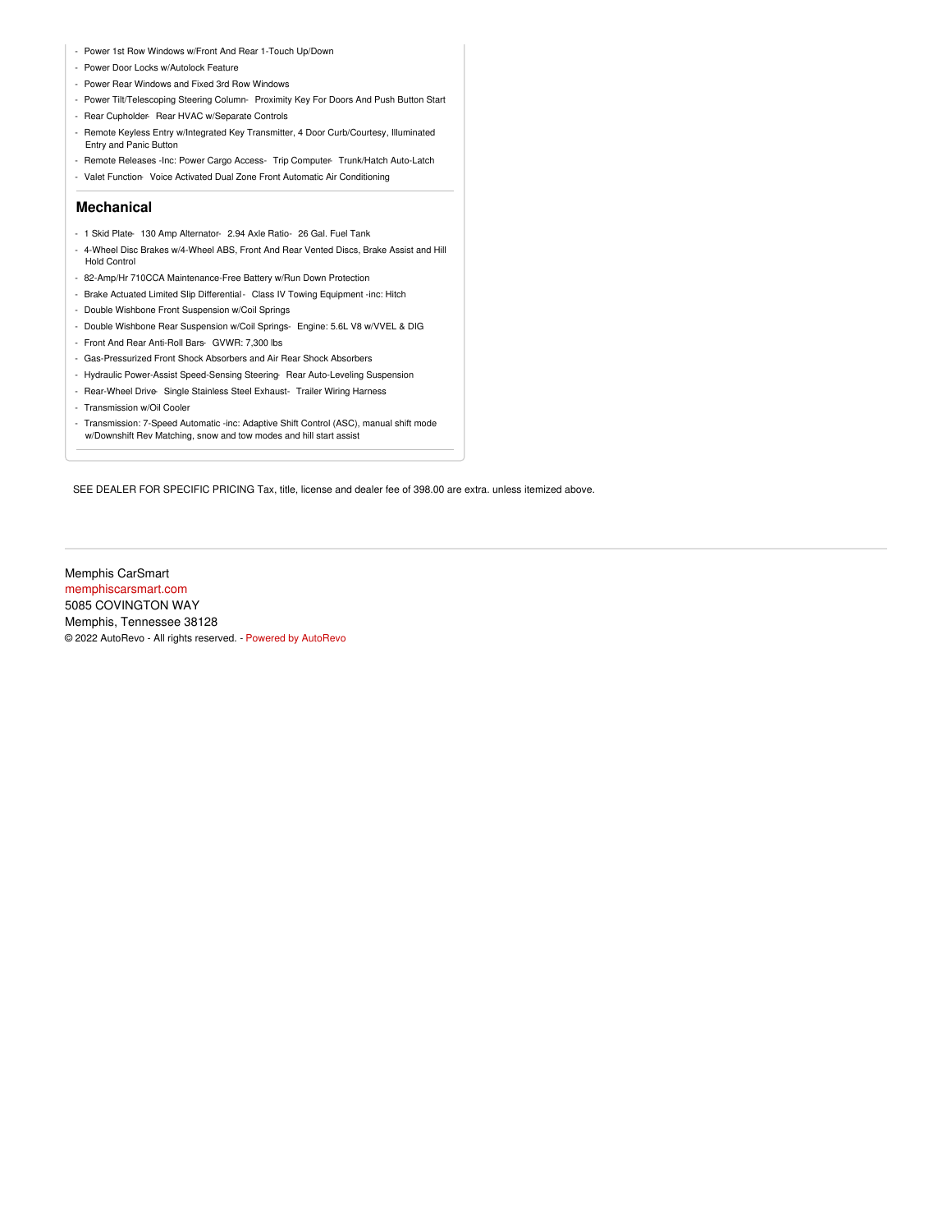- Power 1st Row Windows w/Front And Rear 1-Touch Up/Down
- Power Door Locks w/Autolock Feature
- Power Rear Windows and Fixed 3rd Row Windows
- Power Tilt/Telescoping Steering Column- Proximity Key For Doors And Push Button Start
- Rear Cupholder- Rear HVAC w/Separate Controls
- Remote Keyless Entry w/Integrated Key Transmitter, 4 Door Curb/Courtesy, Illuminated Entry and Panic Button
- Remote Releases -Inc: Power Cargo Access- Trip Computer- Trunk/Hatch Auto-Latch
- Valet Function- Voice Activated Dual Zone Front Automatic Air Conditioning

## Mechanical

- 1 Skid Plate- 130 Amp Alternator- 2.94 Axle Ratio- 26 Gal. Fuel Tank
- 4-Wheel Disc Brakes w/4-Wheel ABS, Front And Rear Vented Discs, Brake Assist and Hill Hold Control
- 82-Amp/Hr 710CCA Maintenance-Free Battery w/Run Down Protection
- Brake Actuated Limited Slip Differential- Class IV Towing Equipment -inc: Hitch
- Double Wishbone Front Suspension w/Coil Springs
- Double Wishbone Rear Suspension w/Coil Springs- Engine: 5.6L V8 w/VVEL & DIG
- Front And Rear Anti-Roll Bars- GVWR: 7,300 lbs
- Gas-Pressurized Front Shock Absorbers and Air Rear Shock Absorbers
- Hydraulic Power-Assist Speed-Sensing Steering- Rear Auto-Leveling Suspension
- Rear-Wheel Drive- Single Stainless Steel Exhaust- Trailer Wiring Harness
- Transmission w/Oil Cooler
- Transmission: 7-Speed Automatic -inc: Adaptive Shift Control (ASC), manual shift mode w/Downshift Rev Matching, snow and tow modes and hill start assist

SEE DEALER FOR SPECIFIC PRICING Tax, title, license and dealer fee of 398.00 are extra. unless itemized above.

Memphis CarSmart
memphiscarsmart.com
5085 COVINGTON WAY
Memphis, Tennessee 38128
© 2022 AutoRevo - All rights reserved. - Powered by AutoRevo